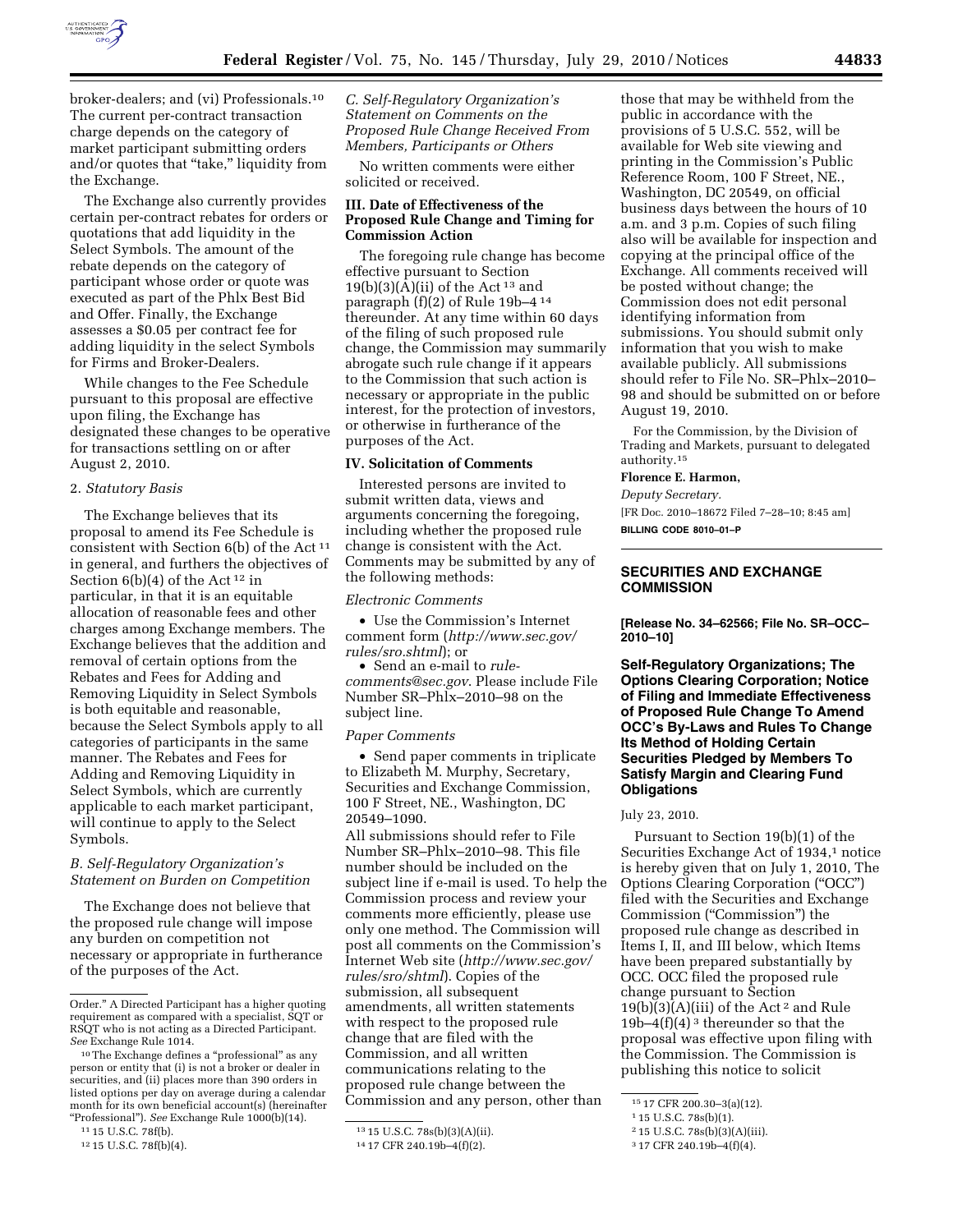broker-dealers; and (vi) Professionals.[10] The current per-contract transaction charge depends on the category of market participant submitting orders and/or quotes that "take," liquidity from the Exchange.

The Exchange also currently provides certain per-contract rebates for orders or quotations that add liquidity in the Select Symbols. The amount of the rebate depends on the category of participant whose order or quote was executed as part of the Phlx Best Bid and Offer. Finally, the Exchange assesses a $0.05 per contract fee for adding liquidity in the select Symbols for Firms and Broker-Dealers.

While changes to the Fee Schedule pursuant to this proposal are effective upon filing, the Exchange has designated these changes to be operative for transactions settling on or after August 2, 2010.

2. *Statutory Basis*

The Exchange believes that its proposal to amend its Fee Schedule is consistent with Section 6(b) of the Act [11] in general, and furthers the objectives of Section 6(b)(4) of the Act [12] in particular, in that it is an equitable allocation of reasonable fees and other charges among Exchange members. The Exchange believes that the addition and removal of certain options from the Rebates and Fees for Adding and Removing Liquidity in Select Symbols is both equitable and reasonable, because the Select Symbols apply to all categories of participants in the same manner. The Rebates and Fees for Adding and Removing Liquidity in Select Symbols, which are currently applicable to each market participant, will continue to apply to the Select Symbols.

*B. Self-Regulatory Organization's Statement on Burden on Competition*

The Exchange does not believe that the proposed rule change will impose any burden on competition not necessary or appropriate in furtherance of the purposes of the Act.

*C. Self-Regulatory Organization's Statement on Comments on the Proposed Rule Change Received From Members, Participants or Others*

No written comments were either solicited or received.

**III. Date of Effectiveness of the Proposed Rule Change and Timing for Commission Action**

The foregoing rule change has become effective pursuant to Section 19(b)(3)(A)(ii) of the Act [13] and paragraph (f)(2) of Rule 19b–4 [14] thereunder. At any time within 60 days of the filing of such proposed rule change, the Commission may summarily abrogate such rule change if it appears to the Commission that such action is necessary or appropriate in the public interest, for the protection of investors, or otherwise in furtherance of the purposes of the Act.

**IV. Solicitation of Comments**

Interested persons are invited to submit written data, views and arguments concerning the foregoing, including whether the proposed rule change is consistent with the Act. Comments may be submitted by any of the following methods:

*Electronic Comments*

- Use the Commission's Internet comment form (*http://www.sec.gov/rules/sro.shtml*); or
- Send an e-mail to *rule-comments@sec.gov*. Please include File Number SR–Phlx–2010–98 on the subject line.

*Paper Comments*

- Send paper comments in triplicate to Elizabeth M. Murphy, Secretary, Securities and Exchange Commission, 100 F Street, NE., Washington, DC 20549–1090.

All submissions should refer to File Number SR–Phlx–2010–98. This file number should be included on the subject line if e-mail is used. To help the Commission process and review your comments more efficiently, please use only one method. The Commission will post all comments on the Commission's Internet Web site (*http://www.sec.gov/rules/sro/shtml*). Copies of the submission, all subsequent amendments, all written statements with respect to the proposed rule change that are filed with the Commission, and all written communications relating to the proposed rule change between the Commission and any person, other than those that may be withheld from the public in accordance with the provisions of 5 U.S.C. 552, will be available for Web site viewing and printing in the Commission's Public Reference Room, 100 F Street, NE., Washington, DC 20549, on official business days between the hours of 10 a.m. and 3 p.m. Copies of such filing also will be available for inspection and copying at the principal office of the Exchange. All comments received will be posted without change; the Commission does not edit personal identifying information from submissions. You should submit only information that you wish to make available publicly. All submissions should refer to File No. SR–Phlx–2010–98 and should be submitted on or before August 19, 2010.

For the Commission, by the Division of Trading and Markets, pursuant to delegated authority.[15]

**Florence E. Harmon,**

*Deputy Secretary.*

[FR Doc. 2010–18672 Filed 7–28–10; 8:45 am]

**BILLING CODE 8010–01–P**

---

## SECURITIES AND EXCHANGE COMMISSION

**[Release No. 34–62566; File No. SR–OCC–2010–10]**

**Self-Regulatory Organizations; The Options Clearing Corporation; Notice of Filing and Immediate Effectiveness of Proposed Rule Change To Amend OCC's By-Laws and Rules To Change Its Method of Holding Certain Securities Pledged by Members To Satisfy Margin and Clearing Fund Obligations**

July 23, 2010.

Pursuant to Section 19(b)(1) of the Securities Exchange Act of 1934,[1] notice is hereby given that on July 1, 2010, The Options Clearing Corporation ("OCC") filed with the Securities and Exchange Commission ("Commission") the proposed rule change as described in Items I, II, and III below, which Items have been prepared substantially by OCC. OCC filed the proposed rule change pursuant to Section 19(b)(3)(A)(iii) of the Act [2] and Rule 19b–4(f)(4) [3] thereunder so that the proposal was effective upon filing with the Commission. The Commission is publishing this notice to solicit

---

Order." A Directed Participant has a higher quoting requirement as compared with a specialist, SQT or RSQT who is not acting as a Directed Participant. *See* Exchange Rule 1014.

[10] The Exchange defines a "professional" as any person or entity that (i) is not a broker or dealer in securities, and (ii) places more than 390 orders in listed options per day on average during a calendar month for its own beneficial account(s) (hereinafter "Professional"). *See* Exchange Rule 1000(b)(14).

[11] 15 U.S.C. 78f(b).

[12] 15 U.S.C. 78f(b)(4).

[13] 15 U.S.C. 78s(b)(3)(A)(ii).

[14] 17 CFR 240.19b–4(f)(2).

[15] 17 CFR 200.30–3(a)(12).

[1] 15 U.S.C. 78s(b)(1).

[2] 15 U.S.C. 78s(b)(3)(A)(iii).

[3] 17 CFR 240.19b–4(f)(4).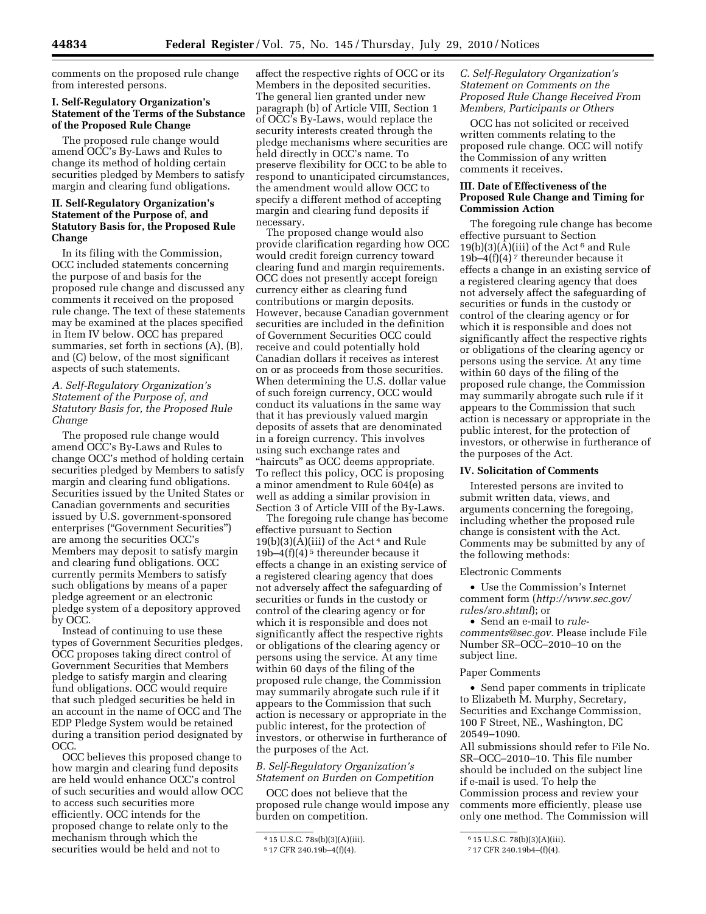comments on the proposed rule change from interested persons.

### I. Self-Regulatory Organization's Statement of the Terms of the Substance of the Proposed Rule Change

The proposed rule change would amend OCC's By-Laws and Rules to change its method of holding certain securities pledged by Members to satisfy margin and clearing fund obligations.

### II. Self-Regulatory Organization's Statement of the Purpose of, and Statutory Basis for, the Proposed Rule Change

In its filing with the Commission, OCC included statements concerning the purpose of and basis for the proposed rule change and discussed any comments it received on the proposed rule change. The text of these statements may be examined at the places specified in Item IV below. OCC has prepared summaries, set forth in sections (A), (B), and (C) below, of the most significant aspects of such statements.

#### *A. Self-Regulatory Organization's Statement of the Purpose of, and Statutory Basis for, the Proposed Rule Change*

The proposed rule change would amend OCC's By-Laws and Rules to change OCC's method of holding certain securities pledged by Members to satisfy margin and clearing fund obligations. Securities issued by the United States or Canadian governments and securities issued by U.S. government-sponsored enterprises ("Government Securities") are among the securities OCC's Members may deposit to satisfy margin and clearing fund obligations. OCC currently permits Members to satisfy such obligations by means of a paper pledge agreement or an electronic pledge system of a depository approved by OCC.

Instead of continuing to use these types of Government Securities pledges, OCC proposes taking direct control of Government Securities that Members pledge to satisfy margin and clearing fund obligations. OCC would require that such pledged securities be held in an account in the name of OCC and The EDP Pledge System would be retained during a transition period designated by OCC.

OCC believes this proposed change to how margin and clearing fund deposits are held would enhance OCC's control of such securities and would allow OCC to access such securities more efficiently. OCC intends for the proposed change to relate only to the mechanism through which the securities would be held and not to affect the respective rights of OCC or its Members in the deposited securities. The general lien granted under new paragraph (b) of Article VIII, Section 1 of OCC's By-Laws, would replace the security interests created through the pledge mechanisms where securities are held directly in OCC's name. To preserve flexibility for OCC to be able to respond to unanticipated circumstances, the amendment would allow OCC to specify a different method of accepting margin and clearing fund deposits if necessary.

The proposed change would also provide clarification regarding how OCC would credit foreign currency toward clearing fund and margin requirements. OCC does not presently accept foreign currency either as clearing fund contributions or margin deposits. However, because Canadian government securities are included in the definition of Government Securities OCC could receive and could potentially hold Canadian dollars it receives as interest on or as proceeds from those securities. When determining the U.S. dollar value of such foreign currency, OCC would conduct its valuations in the same way that it has previously valued margin deposits of assets that are denominated in a foreign currency. This involves using such exchange rates and "haircuts" as OCC deems appropriate. To reflect this policy, OCC is proposing a minor amendment to Rule 604(e) as well as adding a similar provision in Section 3 of Article VIII of the By-Laws.

The foregoing rule change has become effective pursuant to Section 19(b)(3)(A)(iii) of the Act [4] and Rule 19b–4(f)(4) [5] thereunder because it effects a change in an existing service of a registered clearing agency that does not adversely affect the safeguarding of securities or funds in the custody or control of the clearing agency or for which it is responsible and does not significantly affect the respective rights or obligations of the clearing agency or persons using the service. At any time within 60 days of the filing of the proposed rule change, the Commission may summarily abrogate such rule if it appears to the Commission that such action is necessary or appropriate in the public interest, for the protection of investors, or otherwise in furtherance of the purposes of the Act.

#### *B. Self-Regulatory Organization's Statement on Burden on Competition*

OCC does not believe that the proposed rule change would impose any burden on competition.

#### *C. Self-Regulatory Organization's Statement on Comments on the Proposed Rule Change Received From Members, Participants or Others*

OCC has not solicited or received written comments relating to the proposed rule change. OCC will notify the Commission of any written comments it receives.

### III. Date of Effectiveness of the Proposed Rule Change and Timing for Commission Action

The foregoing rule change has become effective pursuant to Section 19(b)(3)(A)(iii) of the Act [6] and Rule 19b–4(f)(4) [7] thereunder because it effects a change in an existing service of a registered clearing agency that does not adversely affect the safeguarding of securities or funds in the custody or control of the clearing agency or for which it is responsible and does not significantly affect the respective rights or obligations of the clearing agency or persons using the service. At any time within 60 days of the filing of the proposed rule change, the Commission may summarily abrogate such rule if it appears to the Commission that such action is necessary or appropriate in the public interest, for the protection of investors, or otherwise in furtherance of the purposes of the Act.

### IV. Solicitation of Comments

Interested persons are invited to submit written data, views, and arguments concerning the foregoing, including whether the proposed rule change is consistent with the Act. Comments may be submitted by any of the following methods:

Electronic Comments

- Use the Commission's Internet comment form (*http://www.sec.gov/rules/sro.shtml*); or
- Send an e-mail to *rule-comments@sec.gov.* Please include File Number SR–OCC–2010–10 on the subject line.

Paper Comments

- Send paper comments in triplicate to Elizabeth M. Murphy, Secretary, Securities and Exchange Commission, 100 F Street, NE., Washington, DC 20549–1090.

All submissions should refer to File No. SR–OCC–2010–10. This file number should be included on the subject line if e-mail is used. To help the Commission process and review your comments more efficiently, please use only one method. The Commission will

---

[4] 15 U.S.C. 78s(b)(3)(A)(iii).

[5] 17 CFR 240.19b–4(f)(4).

[6] 15 U.S.C. 78(b)(3)(A)(iii).

[7] 17 CFR 240.19b4–(f)(4).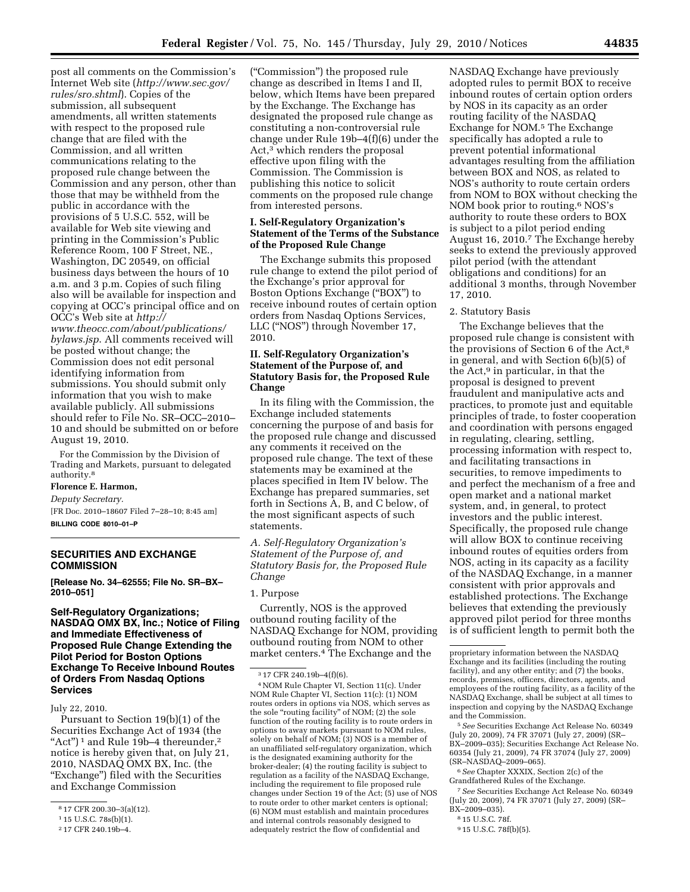post all comments on the Commission's Internet Web site (*http://www.sec.gov/rules/sro.shtml*). Copies of the submission, all subsequent amendments, all written statements with respect to the proposed rule change that are filed with the Commission, and all written communications relating to the proposed rule change between the Commission and any person, other than those that may be withheld from the public in accordance with the provisions of 5 U.S.C. 552, will be available for Web site viewing and printing in the Commission's Public Reference Room, 100 F Street, NE., Washington, DC 20549, on official business days between the hours of 10 a.m. and 3 p.m. Copies of such filing also will be available for inspection and copying at OCC's principal office and on OCC's Web site at *http://www.theocc.com/about/publications/bylaws.jsp*. All comments received will be posted without change; the Commission does not edit personal identifying information from submissions. You should submit only information that you wish to make available publicly. All submissions should refer to File No. SR–OCC–2010–10 and should be submitted on or before August 19, 2010.

For the Commission by the Division of Trading and Markets, pursuant to delegated authority.[8]

**Florence E. Harmon,**

*Deputy Secretary.*

[FR Doc. 2010–18607 Filed 7–28–10; 8:45 am]

**BILLING CODE 8010–01–P**

---

[8] 17 CFR 200.30–3(a)(12).

---

## SECURITIES AND EXCHANGE COMMISSION

**[Release No. 34–62555; File No. SR–BX–2010–051]**

## Self-Regulatory Organizations; NASDAQ OMX BX, Inc.; Notice of Filing and Immediate Effectiveness of Proposed Rule Change Extending the Pilot Period for Boston Options Exchange To Receive Inbound Routes of Orders From Nasdaq Options Services

July 22, 2010.

Pursuant to Section 19(b)(1) of the Securities Exchange Act of 1934 (the "Act")[1] and Rule 19b–4 thereunder,[2] notice is hereby given that, on July 21, 2010, NASDAQ OMX BX, Inc. (the "Exchange") filed with the Securities and Exchange Commission ("Commission") the proposed rule change as described in Items I and II, below, which Items have been prepared by the Exchange. The Exchange has designated the proposed rule change as constituting a non-controversial rule change under Rule 19b–4(f)(6) under the Act,[3] which renders the proposal effective upon filing with the Commission. The Commission is publishing this notice to solicit comments on the proposed rule change from interested persons.

### I. Self-Regulatory Organization's Statement of the Terms of the Substance of the Proposed Rule Change

The Exchange submits this proposed rule change to extend the pilot period of the Exchange's prior approval for Boston Options Exchange ("BOX") to receive inbound routes of certain option orders from Nasdaq Options Services, LLC ("NOS") through November 17, 2010.

### II. Self-Regulatory Organization's Statement of the Purpose of, and Statutory Basis for, the Proposed Rule Change

In its filing with the Commission, the Exchange included statements concerning the purpose of and basis for the proposed rule change and discussed any comments it received on the proposed rule change. The text of these statements may be examined at the places specified in Item IV below. The Exchange has prepared summaries, set forth in Sections A, B, and C below, of the most significant aspects of such statements.

*A. Self-Regulatory Organization's Statement of the Purpose of, and Statutory Basis for, the Proposed Rule Change*

1. Purpose

Currently, NOS is the approved outbound routing facility of the NASDAQ Exchange for NOM, providing outbound routing from NOM to other market centers.[4] The Exchange and the NASDAQ Exchange have previously adopted rules to permit BOX to receive inbound routes of certain option orders by NOS in its capacity as an order routing facility of the NASDAQ Exchange for NOM.[5] The Exchange specifically has adopted a rule to prevent potential informational advantages resulting from the affiliation between BOX and NOS, as related to NOS's authority to route certain orders from NOM to BOX without checking the NOM book prior to routing.[6] NOS's authority to route these orders to BOX is subject to a pilot period ending August 16, 2010.[7] The Exchange hereby seeks to extend the previously approved pilot period (with the attendant obligations and conditions) for an additional 3 months, through November 17, 2010.

2. Statutory Basis

The Exchange believes that the proposed rule change is consistent with the provisions of Section 6 of the Act,[8] in general, and with Section 6(b)(5) of the Act,[9] in particular, in that the proposal is designed to prevent fraudulent and manipulative acts and practices, to promote just and equitable principles of trade, to foster cooperation and coordination with persons engaged in regulating, clearing, settling, processing information with respect to, and facilitating transactions in securities, to remove impediments to and perfect the mechanism of a free and open market and a national market system, and, in general, to protect investors and the public interest. Specifically, the proposed rule change will allow BOX to continue receiving inbound routes of equities orders from NOS, acting in its capacity as a facility of the NASDAQ Exchange, in a manner consistent with prior approvals and established protections. The Exchange believes that extending the previously approved pilot period for three months is of sufficient length to permit both the

---

[1] 15 U.S.C. 78s(b)(1).

[2] 17 CFR 240.19b–4.

[3] 17 CFR 240.19b–4(f)(6).

[4] NOM Rule Chapter VI, Section 11(c). Under NOM Rule Chapter VI, Section 11(c): (1) NOM routes orders in options via NOS, which serves as the sole "routing facility" of NOM; (2) the sole function of the routing facility is to route orders in options to away markets pursuant to NOM rules, solely on behalf of NOM; (3) NOS is a member of an unaffiliated self-regulatory organization, which is the designated examining authority for the broker-dealer; (4) the routing facility is subject to regulation as a facility of the NASDAQ Exchange, including the requirement to file proposed rule changes under Section 19 of the Act; (5) use of NOS to route order to other market centers is optional; (6) NOM must establish and maintain procedures and internal controls reasonably designed to adequately restrict the flow of confidential and proprietary information between the NASDAQ Exchange and its facilities (including the routing facility), and any other entity; and (7) the books, records, premises, officers, directors, agents, and employees of the routing facility, as a facility of the NASDAQ Exchange, shall be subject at all times to inspection and copying by the NASDAQ Exchange and the Commission.

[5] *See* Securities Exchange Act Release No. 60349 (July 20, 2009), 74 FR 37071 (July 27, 2009) (SR–BX–2009–035); Securities Exchange Act Release No. 60354 (July 21, 2009), 74 FR 37074 (July 27, 2009) (SR–NASDAQ–2009–065).

[6] *See* Chapter XXXIX, Section 2(c) of the Grandfathered Rules of the Exchange.

[7] *See* Securities Exchange Act Release No. 60349 (July 20, 2009), 74 FR 37071 (July 27, 2009) (SR–BX–2009–035).

[8] 15 U.S.C. 78f.

[9] 15 U.S.C. 78f(b)(5).